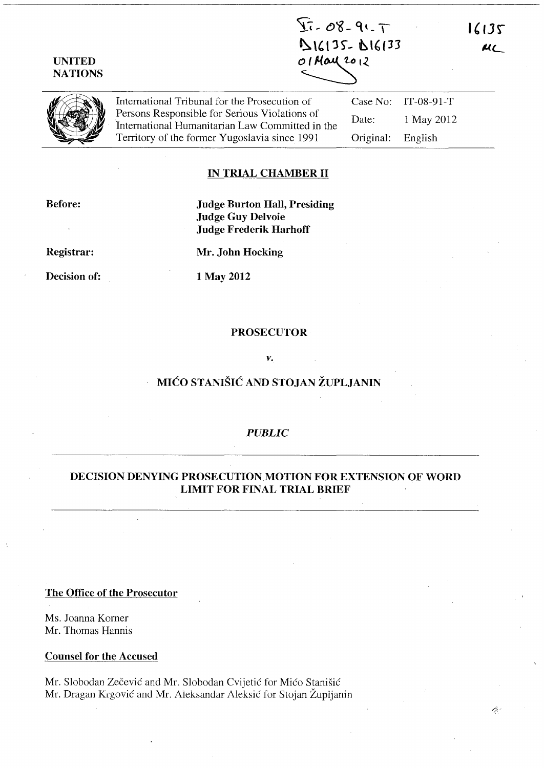IT-08-91-T
D16135-D16133
01 May 2012

16135
MC

UNITED NATIONS

International Tribunal for the Prosecution of Persons Responsible for Serious Violations of International Humanitarian Law Committed in the Territory of the former Yugoslavia since 1991

Case No: IT-08-91-T
Date: 1 May 2012
Original: English

## IN TRIAL CHAMBER II

**Before:** **Judge Burton Hall, Presiding**
**Judge Guy Delvoie**
**Judge Frederik Harhoff**

**Registrar:** **Mr. John Hocking**

**Decision of:** **1 May 2012**

**PROSECUTOR**

*v.*

**MIĆO STANIŠIĆ AND STOJAN ŽUPLJANIN**

*PUBLIC*

## DECISION DENYING PROSECUTION MOTION FOR EXTENSION OF WORD LIMIT FOR FINAL TRIAL BRIEF

**The Office of the Prosecutor**

Ms. Joanna Korner
Mr. Thomas Hannis

**Counsel for the Accused**

Mr. Slobodan Zečević and Mr. Slobodan Cvijetić for Mićo Stanišić
Mr. Dragan Krgović and Mr. Aleksandar Aleksić for Stojan Župljanin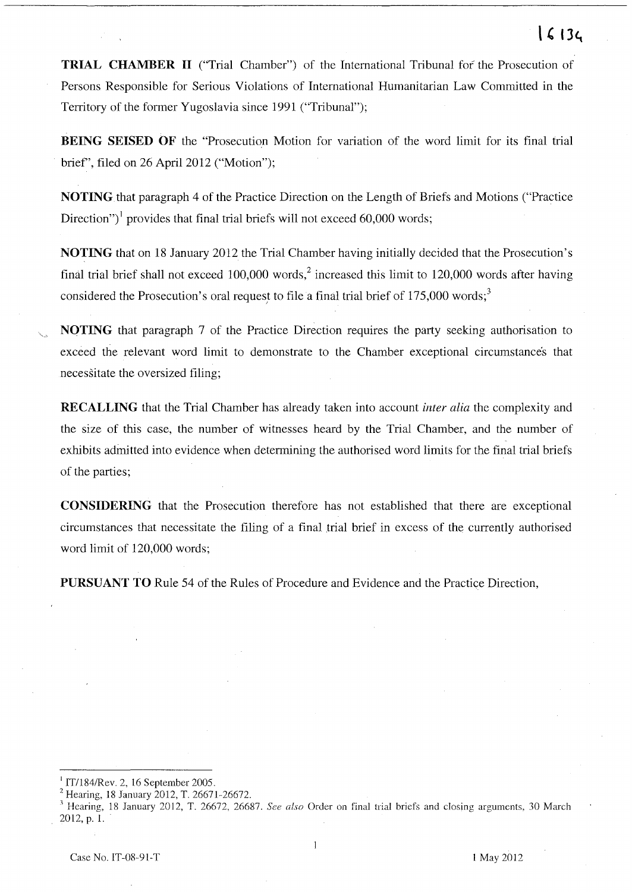**TRIAL CHAMBER II** ("Trial Chamber") of the International Tribunal for the Prosecution of Persons Responsible for Serious Violations of International Humanitarian Law Committed in the Territory of the former Yugoslavia since 1991 ("Tribunal");

**BEING SEISED OF** the "Prosecution Motion for variation of the word limit for its final trial brief", filed on 26 April 2012 ("Motion");

**NOTING** that paragraph 4 of the Practice Direction on the Length of Briefs and Motions ("Practice Direction")[1] provides that final trial briefs will not exceed 60,000 words;

**NOTING** that on 18 January 2012 the Trial Chamber having initially decided that the Prosecution's final trial brief shall not exceed 100,000 words,[2] increased this limit to 120,000 words after having considered the Prosecution's oral request to file a final trial brief of 175,000 words;[3]

**NOTING** that paragraph 7 of the Practice Direction requires the party seeking authorisation to exceed the relevant word limit to demonstrate to the Chamber exceptional circumstances that necessitate the oversized filing;

**RECALLING** that the Trial Chamber has already taken into account *inter alia* the complexity and the size of this case, the number of witnesses heard by the Trial Chamber, and the number of exhibits admitted into evidence when determining the authorised word limits for the final trial briefs of the parties;

**CONSIDERING** that the Prosecution therefore has not established that there are exceptional circumstances that necessitate the filing of a final trial brief in excess of the currently authorised word limit of 120,000 words;

**PURSUANT TO** Rule 54 of the Rules of Procedure and Evidence and the Practice Direction,

---

[1] IT/184/Rev. 2, 16 September 2005.

[2] Hearing, 18 January 2012, T. 26671-26672.

[3] Hearing, 18 January 2012, T. 26672, 26687. *See also* Order on final trial briefs and closing arguments, 30 March 2012, p. 1.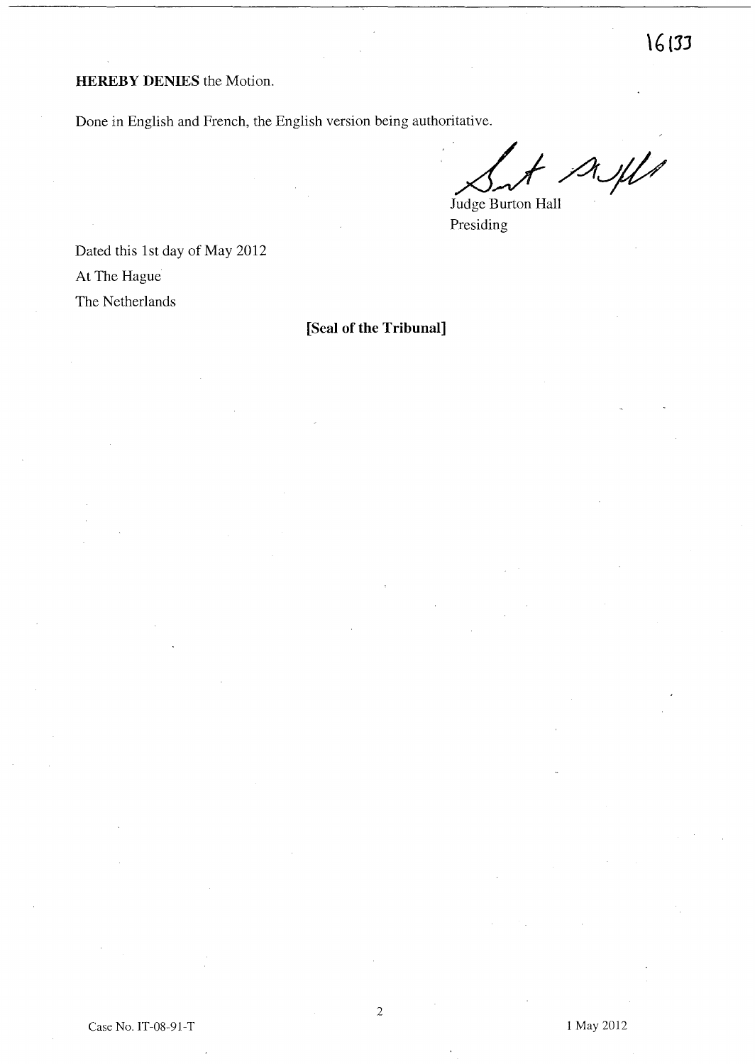**HEREBY DENIES** the Motion.

Done in English and French, the English version being authoritative.

Judge Burton Hall
Presiding

Dated this 1st day of May 2012
At The Hague
The Netherlands

**[Seal of the Tribunal]**